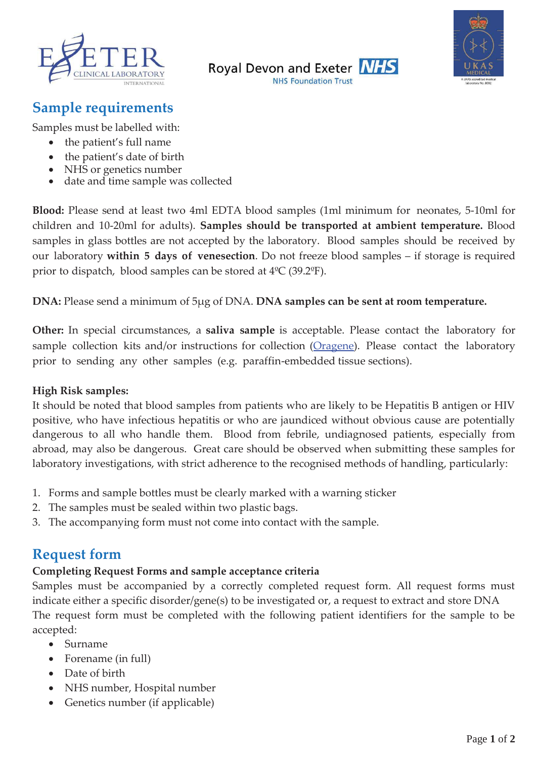## Sample requirements

Samples must be labelled with:

- the patient's full name
- the patient's date of birth
- NHS or genetics number
- date and time sample was collected

**Blood:** Please send at least two 4ml EDTA blood samples (1ml minimum for neonates, 5-10ml for children and 10-20ml for adults). **Samples should be transported at ambient temperature.** Blood samples in glass bottles are not accepted by the laboratory. Blood samples should be received by our laboratory **within 5 days of venesection**. Do not freeze blood samples – if storage is required prior to dispatch, blood samples can be stored at 4ºC (39.2ºF).

**DNA:** Please send a minimum of 5µg of DNA. **DNA samples can be sent at room temperature.**

**Other:** In special circumstances, a **saliva sample** is acceptable. Please contact the laboratory for sample collection kits and/or instructions for collection (Oragene). Please contact the laboratory prior to sending any other samples (e.g. paraffin-embedded tissue sections).

**High Risk samples:**

It should be noted that blood samples from patients who are likely to be Hepatitis B antigen or HIV positive, who have infectious hepatitis or who are jaundiced without obvious cause are potentially dangerous to all who handle them. Blood from febrile, undiagnosed patients, especially from abroad, may also be dangerous. Great care should be observed when submitting these samples for laboratory investigations, with strict adherence to the recognised methods of handling, particularly:

1. Forms and sample bottles must be clearly marked with a warning sticker
2. The samples must be sealed within two plastic bags.
3. The accompanying form must not come into contact with the sample.

## Request form

**Completing Request Forms and sample acceptance criteria**

Samples must be accompanied by a correctly completed request form. All request forms must indicate either a specific disorder/gene(s) to be investigated or, a request to extract and store DNA

The request form must be completed with the following patient identifiers for the sample to be accepted:

- Surname
- Forename (in full)
- Date of birth
- NHS number, Hospital number
- Genetics number (if applicable)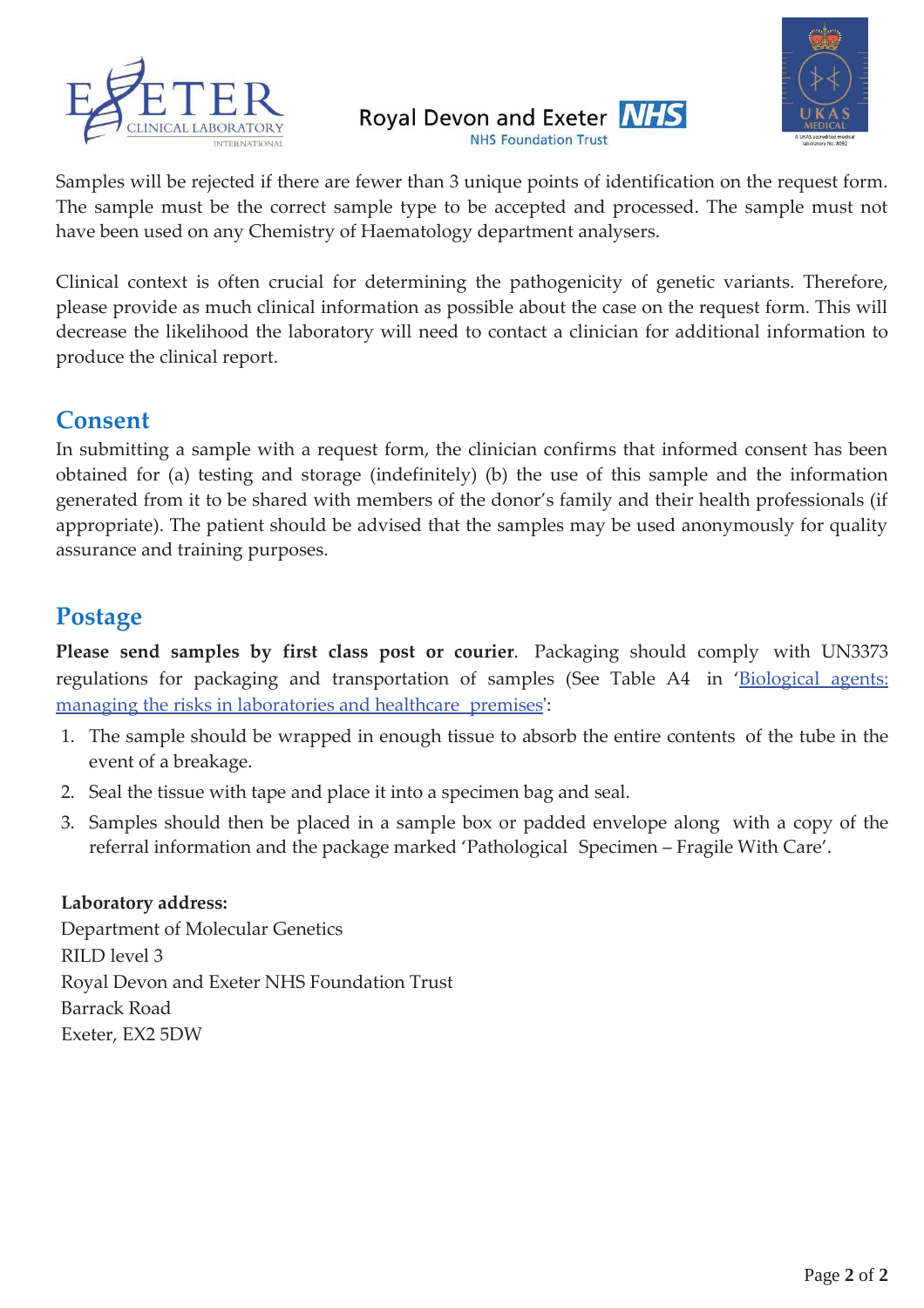Samples will be rejected if there are fewer than 3 unique points of identification on the request form. The sample must be the correct sample type to be accepted and processed. The sample must not have been used on any Chemistry of Haematology department analysers.

Clinical context is often crucial for determining the pathogenicity of genetic variants. Therefore, please provide as much clinical information as possible about the case on the request form. This will decrease the likelihood the laboratory will need to contact a clinician for additional information to produce the clinical report.

## Consent

In submitting a sample with a request form, the clinician confirms that informed consent has been obtained for (a) testing and storage (indefinitely) (b) the use of this sample and the information generated from it to be shared with members of the donor's family and their health professionals (if appropriate). The patient should be advised that the samples may be used anonymously for quality assurance and training purposes.

## Postage

**Please send samples by first class post or courier**. Packaging should comply with UN3373 regulations for packaging and transportation of samples (See Table A4 in 'Biological agents: managing the risks in laboratories and healthcare premises':

1. The sample should be wrapped in enough tissue to absorb the entire contents of the tube in the event of a breakage.
2. Seal the tissue with tape and place it into a specimen bag and seal.
3. Samples should then be placed in a sample box or padded envelope along with a copy of the referral information and the package marked 'Pathological Specimen – Fragile With Care'.

**Laboratory address:**
Department of Molecular Genetics
RILD level 3
Royal Devon and Exeter NHS Foundation Trust
Barrack Road
Exeter, EX2 5DW